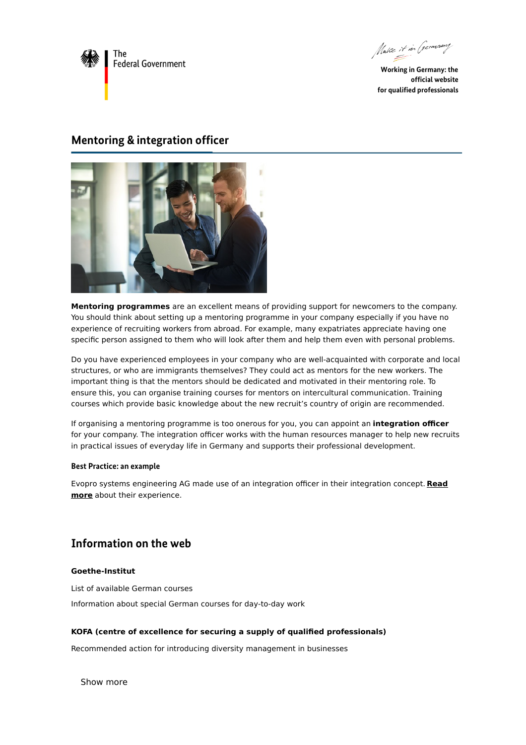The Federal Government

Make it in Germany

Working in Germany: the official website for qualified professionals

# Mentoring & integration officer

**Mentoring programmes** are an excellent means of providing support for newcomers to the company. You should think about setting up a mentoring programme in your company especially if you have no experience of recruiting workers from abroad. For example, many expatriates appreciate having one specific person assigned to them who will look after them and help them even with personal problems.

Do you have experienced employees in your company who are well-acquainted with corporate and local structures, or who are immigrants themselves? They could act as mentors for the new workers. The important thing is that the mentors should be dedicated and motivated in their mentoring role. To ensure this, you can organise training courses for mentors on intercultural communication. Training courses which provide basic knowledge about the new recruit's country of origin are recommended.

If organising a mentoring programme is too onerous for you, you can appoint an **integration officer** for your company. The integration officer works with the human resources manager to help new recruits in practical issues of everyday life in Germany and supports their professional development.

#### Best Practice: an example

Evopro systems engineering AG made use of an integration officer in their integration concept. **Read more** about their experience.

## Information on the web

#### Goethe-Institut

List of available German courses

Information about special German courses for day-to-day work

#### KOFA (centre of excellence for securing a supply of qualified professionals)

Recommended action for introducing diversity management in businesses

Show more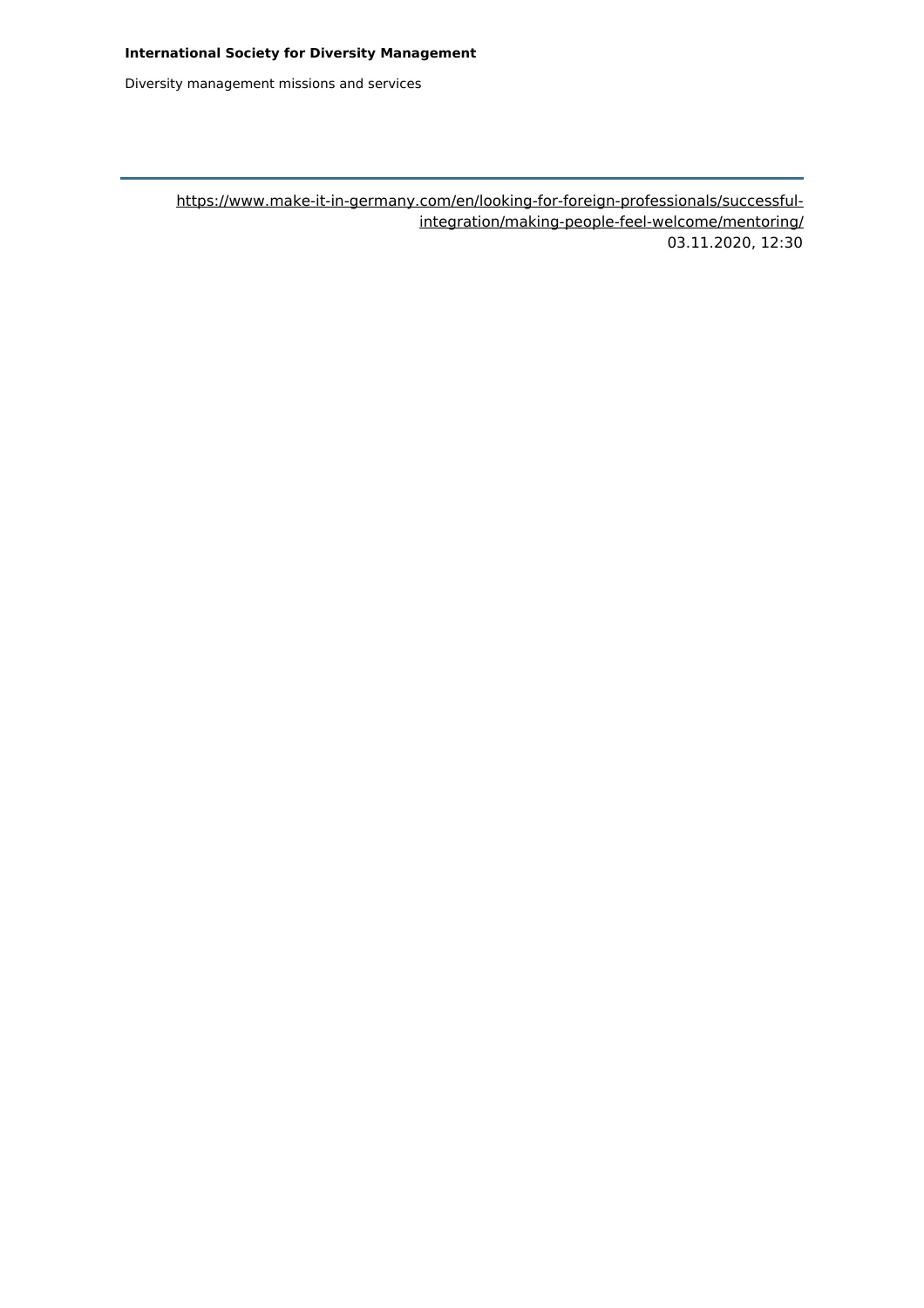https://www.make-it-in-germany.com/en/looking-for-foreign-professionals/successful-integration/making-people-feel-welcome/mentoring/
03.11.2020, 12:30